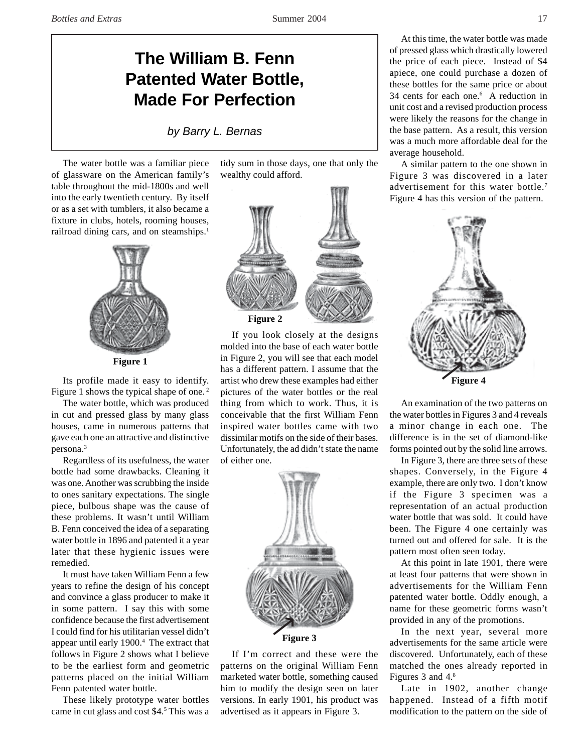# The William B. Fenn Patented Water Bottle, Made For Perfection

*by Barry L. Bernas*

The water bottle was a familiar piece of glassware on the American family's table throughout the mid-1800s and well into the early twentieth century. By itself or as a set with tumblers, it also became a fixture in clubs, hotels, rooming houses, railroad dining cars, and on steamships.[1]

Figure 1

Its profile made it easy to identify. Figure 1 shows the typical shape of one.[2]

The water bottle, which was produced in cut and pressed glass by many glass houses, came in numerous patterns that gave each one an attractive and distinctive persona.[3]

Regardless of its usefulness, the water bottle had some drawbacks. Cleaning it was one. Another was scrubbing the inside to ones sanitary expectations. The single piece, bulbous shape was the cause of these problems. It wasn't until William B. Fenn conceived the idea of a separating water bottle in 1896 and patented it a year later that these hygienic issues were remedied.

It must have taken William Fenn a few years to refine the design of his concept and convince a glass producer to make it in some pattern. I say this with some confidence because the first advertisement I could find for his utilitarian vessel didn't appear until early 1900.[4] The extract that follows in Figure 2 shows what I believe to be the earliest form and geometric patterns placed on the initial William Fenn patented water bottle.

These likely prototype water bottles came in cut glass and cost $4.[5] This was a tidy sum in those days, one that only the wealthy could afford.

Figure 2

If you look closely at the designs molded into the base of each water bottle in Figure 2, you will see that each model has a different pattern. I assume that the artist who drew these examples had either pictures of the water bottles or the real thing from which to work. Thus, it is conceivable that the first William Fenn inspired water bottles came with two dissimilar motifs on the side of their bases. Unfortunately, the ad didn't state the name of either one.

Figure 3

If I'm correct and these were the patterns on the original William Fenn marketed water bottle, something caused him to modify the design seen on later versions. In early 1901, his product was advertised as it appears in Figure 3.

At this time, the water bottle was made of pressed glass which drastically lowered the price of each piece. Instead of $4 apiece, one could purchase a dozen of these bottles for the same price or about 34 cents for each one.[6] A reduction in unit cost and a revised production process were likely the reasons for the change in the base pattern. As a result, this version was a much more affordable deal for the average household.

A similar pattern to the one shown in Figure 3 was discovered in a later advertisement for this water bottle.[7] Figure 4 has this version of the pattern.

Figure 4

An examination of the two patterns on the water bottles in Figures 3 and 4 reveals a minor change in each one. The difference is in the set of diamond-like forms pointed out by the solid line arrows.

In Figure 3, there are three sets of these shapes. Conversely, in the Figure 4 example, there are only two. I don't know if the Figure 3 specimen was a representation of an actual production water bottle that was sold. It could have been. The Figure 4 one certainly was turned out and offered for sale. It is the pattern most often seen today.

At this point in late 1901, there were at least four patterns that were shown in advertisements for the William Fenn patented water bottle. Oddly enough, a name for these geometric forms wasn't provided in any of the promotions.

In the next year, several more advertisements for the same article were discovered. Unfortunately, each of these matched the ones already reported in Figures 3 and 4.[8]

Late in 1902, another change happened. Instead of a fifth motif modification to the pattern on the side of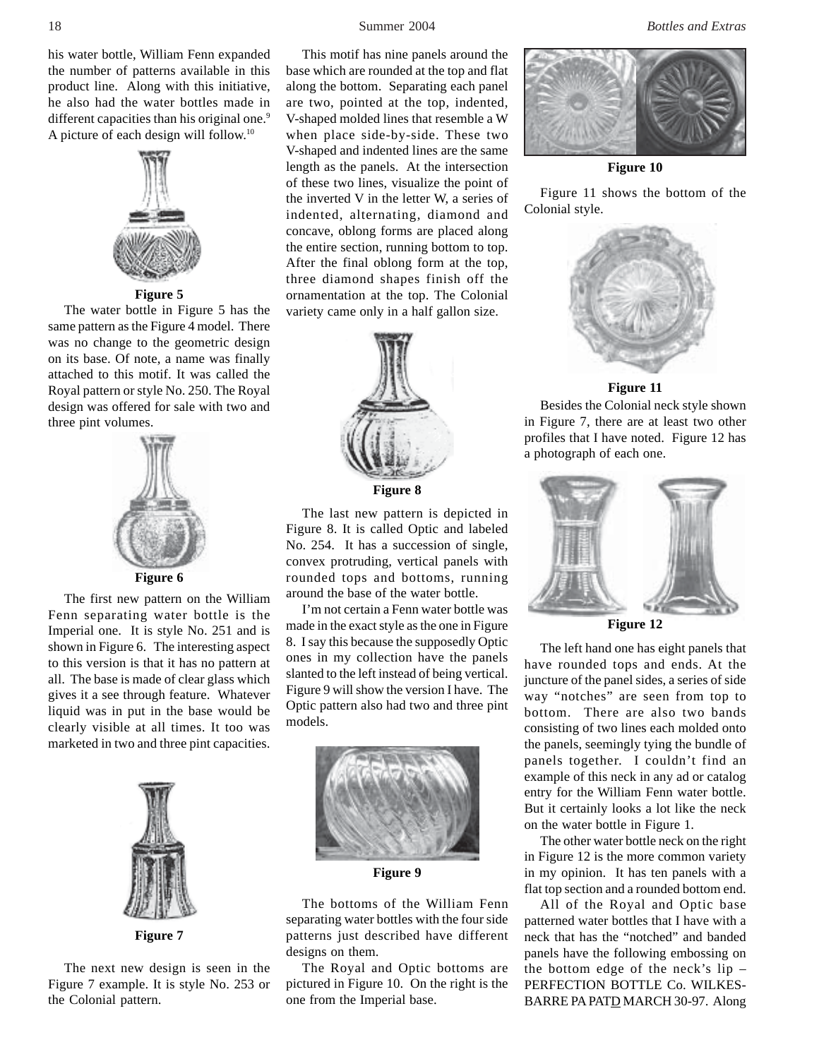his water bottle, William Fenn expanded the number of patterns available in this product line. Along with this initiative, he also had the water bottles made in different capacities than his original one.[9] A picture of each design will follow.[10]

**Figure 5**

The water bottle in Figure 5 has the same pattern as the Figure 4 model. There was no change to the geometric design on its base. Of note, a name was finally attached to this motif. It was called the Royal pattern or style No. 250. The Royal design was offered for sale with two and three pint volumes.

**Figure 6**

The first new pattern on the William Fenn separating water bottle is the Imperial one. It is style No. 251 and is shown in Figure 6. The interesting aspect to this version is that it has no pattern at all. The base is made of clear glass which gives it a see through feature. Whatever liquid was in put in the base would be clearly visible at all times. It too was marketed in two and three pint capacities.

**Figure 7**

The next new design is seen in the Figure 7 example. It is style No. 253 or the Colonial pattern.

This motif has nine panels around the base which are rounded at the top and flat along the bottom. Separating each panel are two, pointed at the top, indented, V-shaped molded lines that resemble a W when place side-by-side. These two V-shaped and indented lines are the same length as the panels. At the intersection of these two lines, visualize the point of the inverted V in the letter W, a series of indented, alternating, diamond and concave, oblong forms are placed along the entire section, running bottom to top. After the final oblong form at the top, three diamond shapes finish off the ornamentation at the top. The Colonial variety came only in a half gallon size.

**Figure 8**

The last new pattern is depicted in Figure 8. It is called Optic and labeled No. 254. It has a succession of single, convex protruding, vertical panels with rounded tops and bottoms, running around the base of the water bottle.

I'm not certain a Fenn water bottle was made in the exact style as the one in Figure 8. I say this because the supposedly Optic ones in my collection have the panels slanted to the left instead of being vertical. Figure 9 will show the version I have. The Optic pattern also had two and three pint models.

**Figure 9**

The bottoms of the William Fenn separating water bottles with the four side patterns just described have different designs on them.

The Royal and Optic bottoms are pictured in Figure 10. On the right is the one from the Imperial base.

**Figure 10**

Figure 11 shows the bottom of the Colonial style.

**Figure 11**

Besides the Colonial neck style shown in Figure 7, there are at least two other profiles that I have noted. Figure 12 has a photograph of each one.

**Figure 12**

The left hand one has eight panels that have rounded tops and ends. At the juncture of the panel sides, a series of side way "notches" are seen from top to bottom. There are also two bands consisting of two lines each molded onto the panels, seemingly tying the bundle of panels together. I couldn't find an example of this neck in any ad or catalog entry for the William Fenn water bottle. But it certainly looks a lot like the neck on the water bottle in Figure 1.

The other water bottle neck on the right in Figure 12 is the more common variety in my opinion. It has ten panels with a flat top section and a rounded bottom end.

All of the Royal and Optic base patterned water bottles that I have with a neck that has the "notched" and banded panels have the following embossing on the bottom edge of the neck's lip – PERFECTION BOTTLE Co. WILKES-BARRE PA PAT<u>D</u> MARCH 30-97. Along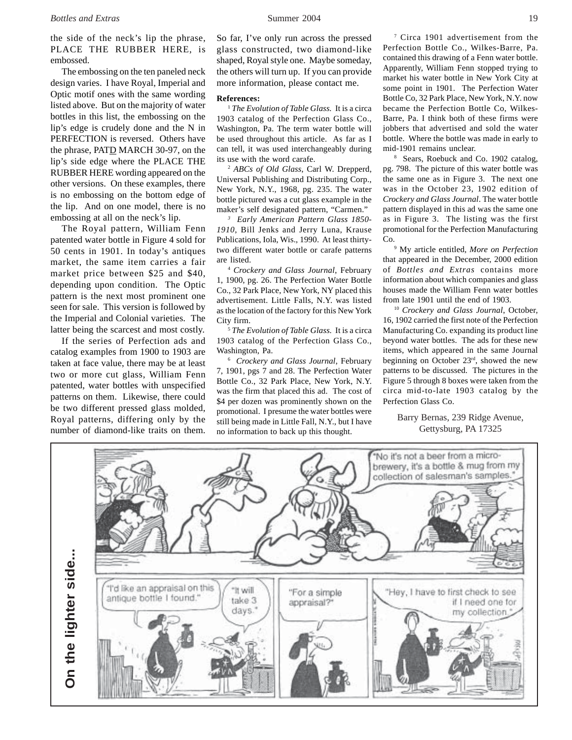the side of the neck's lip the phrase, PLACE THE RUBBER HERE, is embossed.

The embossing on the ten paneled neck design varies. I have Royal, Imperial and Optic motif ones with the same wording listed above. But on the majority of water bottles in this list, the embossing on the lip's edge is crudely done and the N in PERFECTION is reversed. Others have the phrase, PATD MARCH 30-97, on the lip's side edge where the PLACE THE RUBBER HERE wording appeared on the other versions. On these examples, there is no embossing on the bottom edge of the lip. And on one model, there is no embossing at all on the neck's lip.

The Royal pattern, William Fenn patented water bottle in Figure 4 sold for 50 cents in 1901. In today's antiques market, the same item carries a fair market price between $25 and $40, depending upon condition. The Optic pattern is the next most prominent one seen for sale. This version is followed by the Imperial and Colonial varieties. The latter being the scarcest and most costly.

If the series of Perfection ads and catalog examples from 1900 to 1903 are taken at face value, there may be at least two or more cut glass, William Fenn patented, water bottles with unspecified patterns on them. Likewise, there could be two different pressed glass molded, Royal patterns, differing only by the number of diamond-like traits on them. So far, I've only run across the pressed glass constructed, two diamond-like shaped, Royal style one. Maybe someday, the others will turn up. If you can provide more information, please contact me.

**References:**

[1] *The Evolution of Table Glass.* It is a circa 1903 catalog of the Perfection Glass Co., Washington, Pa. The term water bottle will be used throughout this article. As far as I can tell, it was used interchangeably during its use with the word carafe.

[2] *ABCs of Old Glass*, Carl W. Drepperd, Universal Publishing and Distributing Corp., New York, N.Y., 1968, pg. 235. The water bottle pictured was a cut glass example in the maker's self designated pattern, "Carmen."

[3] *Early American Pattern Glass 1850-1910*, Bill Jenks and Jerry Luna, Krause Publications, Iola, Wis., 1990. At least thirty-two different water bottle or carafe patterns are listed.

[4] *Crockery and Glass Journal*, February 1, 1900, pg. 26. The Perfection Water Bottle Co., 32 Park Place, New York, NY placed this advertisement. Little Falls, N.Y. was listed as the location of the factory for this New York City firm.

[5] *The Evolution of Table Glass.* It is a circa 1903 catalog of the Perfection Glass Co., Washington, Pa.

[6] *Crockery and Glass Journal*, February 7, 1901, pgs 7 and 28. The Perfection Water Bottle Co., 32 Park Place, New York, N.Y. was the firm that placed this ad. The cost of $4 per dozen was prominently shown on the promotional. I presume the water bottles were still being made in Little Fall, N.Y., but I have no information to back up this thought.

[7] Circa 1901 advertisement from the Perfection Bottle Co., Wilkes-Barre, Pa. contained this drawing of a Fenn water bottle. Apparently, William Fenn stopped trying to market his water bottle in New York City at some point in 1901. The Perfection Water Bottle Co, 32 Park Place, New York, N.Y. now became the Perfection Bottle Co, Wilkes-Barre, Pa. I think both of these firms were jobbers that advertised and sold the water bottle. Where the bottle was made in early to mid-1901 remains unclear.

[8] Sears, Roebuck and Co. 1902 catalog, pg. 798. The picture of this water bottle was the same one as in Figure 3. The next one was in the October 23, 1902 edition of *Crockery and Glass Journal*. The water bottle pattern displayed in this ad was the same one as in Figure 3. The listing was the first promotional for the Perfection Manufacturing Co.

[9] My article entitled, *More on Perfection* that appeared in the December, 2000 edition of *Bottles and Extras* contains more information about which companies and glass houses made the William Fenn water bottles from late 1901 until the end of 1903.

[10] *Crockery and Glass Journal*, October, 16, 1902 carried the first note of the Perfection Manufacturing Co. expanding its product line beyond water bottles. The ads for these new items, which appeared in the same Journal beginning on October 23rd, showed the new patterns to be discussed. The pictures in the Figure 5 through 8 boxes were taken from the circa mid-to-late 1903 catalog by the Perfection Glass Co.

Barry Bernas, 239 Ridge Avenue, Gettysburg, PA 17325

**On the lighter side...**